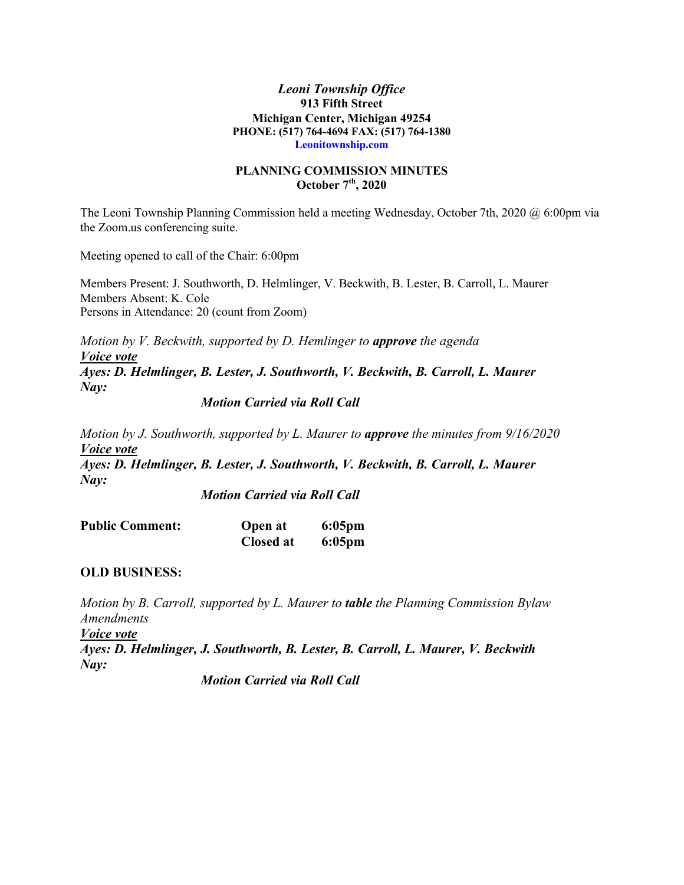*Leoni Township Office*
**913 Fifth Street**
**Michigan Center, Michigan 49254**
**PHONE: (517) 764-4694 FAX: (517) 764-1380**
**Leonitownship.com**

## PLANNING COMMISSION MINUTES
## October 7th, 2020

The Leoni Township Planning Commission held a meeting Wednesday, October 7th, 2020 @ 6:00pm via the Zoom.us conferencing suite.

Meeting opened to call of the Chair: 6:00pm

Members Present: J. Southworth, D. Helmlinger, V. Beckwith, B. Lester, B. Carroll, L. Maurer
Members Absent: K. Cole
Persons in Attendance: 20 (count from Zoom)

*Motion by V. Beckwith, supported by D. Hemlinger to* ***approve*** *the agenda*
***Voice vote***
***Ayes: D. Helmlinger, B. Lester, J. Southworth, V. Beckwith, B. Carroll, L. Maurer***
***Nay:***
***Motion Carried via Roll Call***

*Motion by J. Southworth, supported by L. Maurer to* ***approve*** *the minutes from 9/16/2020*
***Voice vote***
***Ayes: D. Helmlinger, B. Lester, J. Southworth, V. Beckwith, B. Carroll, L. Maurer***
***Nay:***
***Motion Carried via Roll Call***

| **Public Comment:** | **Open at** | **6:05pm** |
|---|---|---|
| | **Closed at** | **6:05pm** |

**OLD BUSINESS:**

*Motion by B. Carroll, supported by L. Maurer to* ***table*** *the Planning Commission Bylaw Amendments*
***Voice vote***
***Ayes: D. Helmlinger, J. Southworth, B. Lester, B. Carroll, L. Maurer, V. Beckwith***
***Nay:***
***Motion Carried via Roll Call***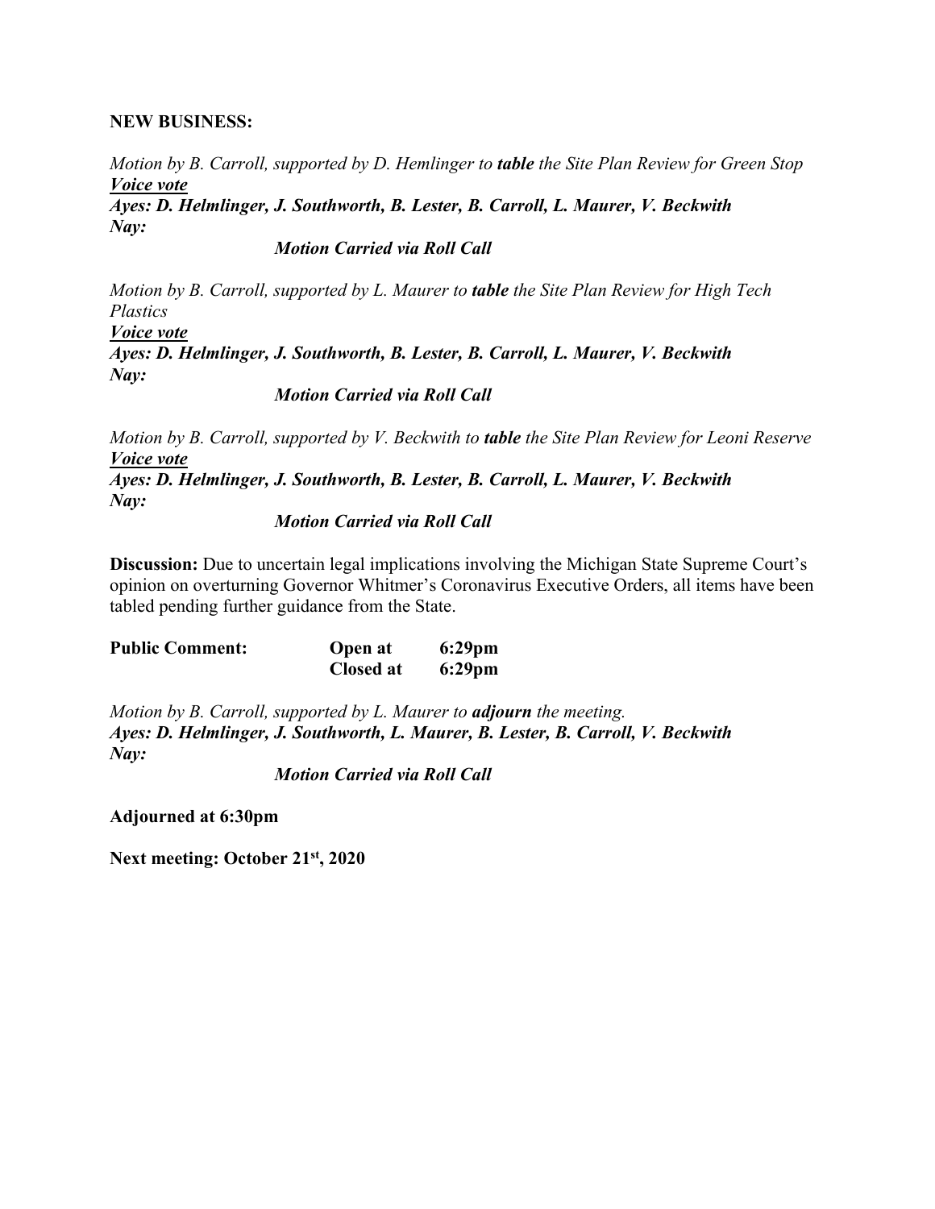**NEW BUSINESS:**

*Motion by B. Carroll, supported by D. Hemlinger to **table** the Site Plan Review for Green Stop*
***<u>Voice vote</u>***
***Ayes: D. Helmlinger, J. Southworth, B. Lester, B. Carroll, L. Maurer, V. Beckwith***
***Nay:***

***Motion Carried via Roll Call***

*Motion by B. Carroll, supported by L. Maurer to **table** the Site Plan Review for High Tech Plastics*
***<u>Voice vote</u>***
***Ayes: D. Helmlinger, J. Southworth, B. Lester, B. Carroll, L. Maurer, V. Beckwith***
***Nay:***

***Motion Carried via Roll Call***

*Motion by B. Carroll, supported by V. Beckwith to **table** the Site Plan Review for Leoni Reserve*
***<u>Voice vote</u>***
***Ayes: D. Helmlinger, J. Southworth, B. Lester, B. Carroll, L. Maurer, V. Beckwith***
***Nay:***

***Motion Carried via Roll Call***

**Discussion:** Due to uncertain legal implications involving the Michigan State Supreme Court's opinion on overturning Governor Whitmer's Coronavirus Executive Orders, all items have been tabled pending further guidance from the State.

| | | |
|---|---|---|
| **Public Comment:** | **Open at** | **6:29pm** |
| | **Closed at** | **6:29pm** |

*Motion by B. Carroll, supported by L. Maurer to **adjourn** the meeting.*
***Ayes: D. Helmlinger, J. Southworth, L. Maurer, B. Lester, B. Carroll, V. Beckwith***
***Nay:***

***Motion Carried via Roll Call***

**Adjourned at 6:30pm**

**Next meeting: October 21st, 2020**